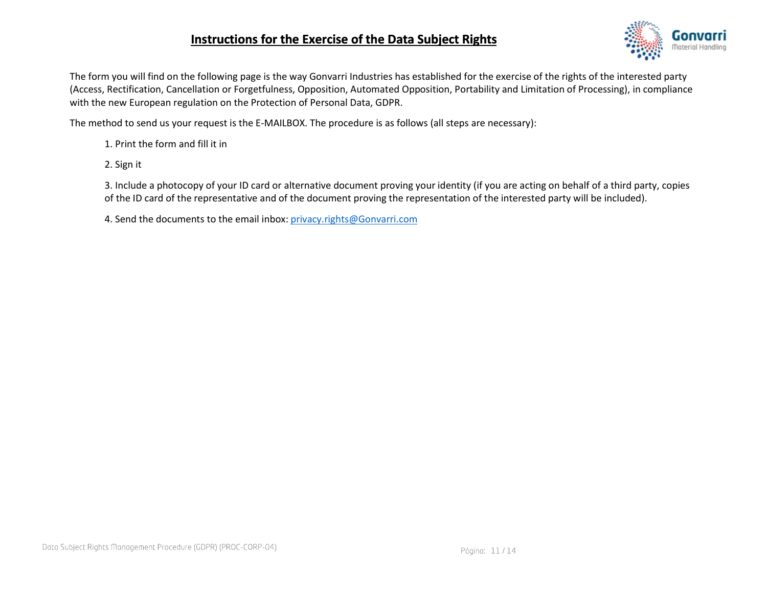# Instructions for the Exercise of the Data Subject Rights

The form you will find on the following page is the way Gonvarri Industries has established for the exercise of the rights of the interested party (Access, Rectification, Cancellation or Forgetfulness, Opposition, Automated Opposition, Portability and Limitation of Processing), in compliance with the new European regulation on the Protection of Personal Data, GDPR.

The method to send us your request is the E-MAILBOX. The procedure is as follows (all steps are necessary):

1. Print the form and fill it in
2. Sign it
3. Include a photocopy of your ID card or alternative document proving your identity (if you are acting on behalf of a third party, copies of the ID card of the representative and of the document proving the representation of the interested party will be included).
4. Send the documents to the email inbox: privacy.rights@Gonvarri.com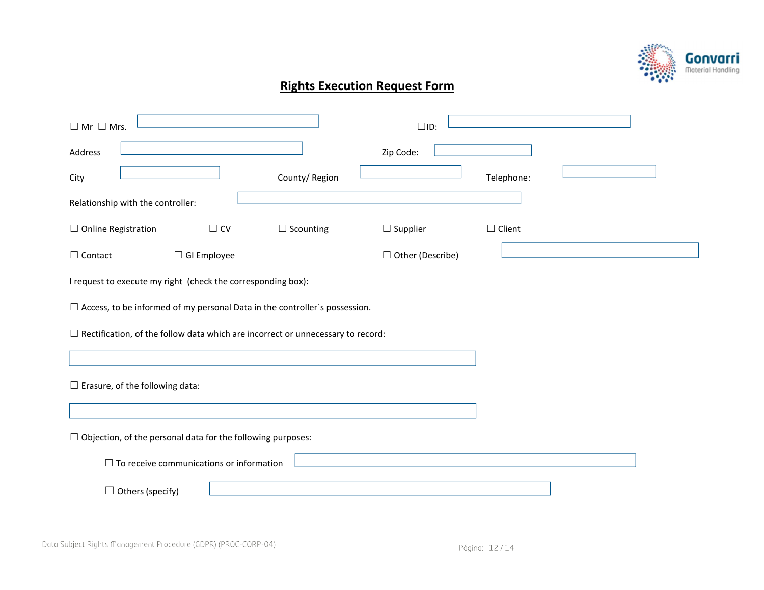# Rights Execution Request Form

☐ Mr ☐ Mrs. \_\_\_\_\_\_\_\_\_\_ ☐ID: \_\_\_\_\_\_\_\_\_\_

Address \_\_\_\_\_\_\_\_\_\_ Zip Code: \_\_\_\_\_\_\_\_\_\_

City \_\_\_\_\_\_\_\_\_\_ County/ Region \_\_\_\_\_\_\_\_\_\_ Telephone: \_\_\_\_\_\_\_\_\_\_

Relationship with the controller: \_\_\_\_\_\_\_\_\_\_

☐ Online Registration ☐ CV ☐ Scounting ☐ Supplier ☐ Client

☐ Contact ☐ GI Employee ☐ Other (Describe) \_\_\_\_\_\_\_\_\_\_

I request to execute my right (check the corresponding box):

☐ Access, to be informed of my personal Data in the controller´s possession.

☐ Rectification, of the follow data which are incorrect or unnecessary to record:

\_\_\_\_\_\_\_\_\_\_

☐ Erasure, of the following data:

\_\_\_\_\_\_\_\_\_\_

☐ Objection, of the personal data for the following purposes:

- ☐ To receive communications or information \_\_\_\_\_\_\_\_\_\_
- ☐ Others (specify) \_\_\_\_\_\_\_\_\_\_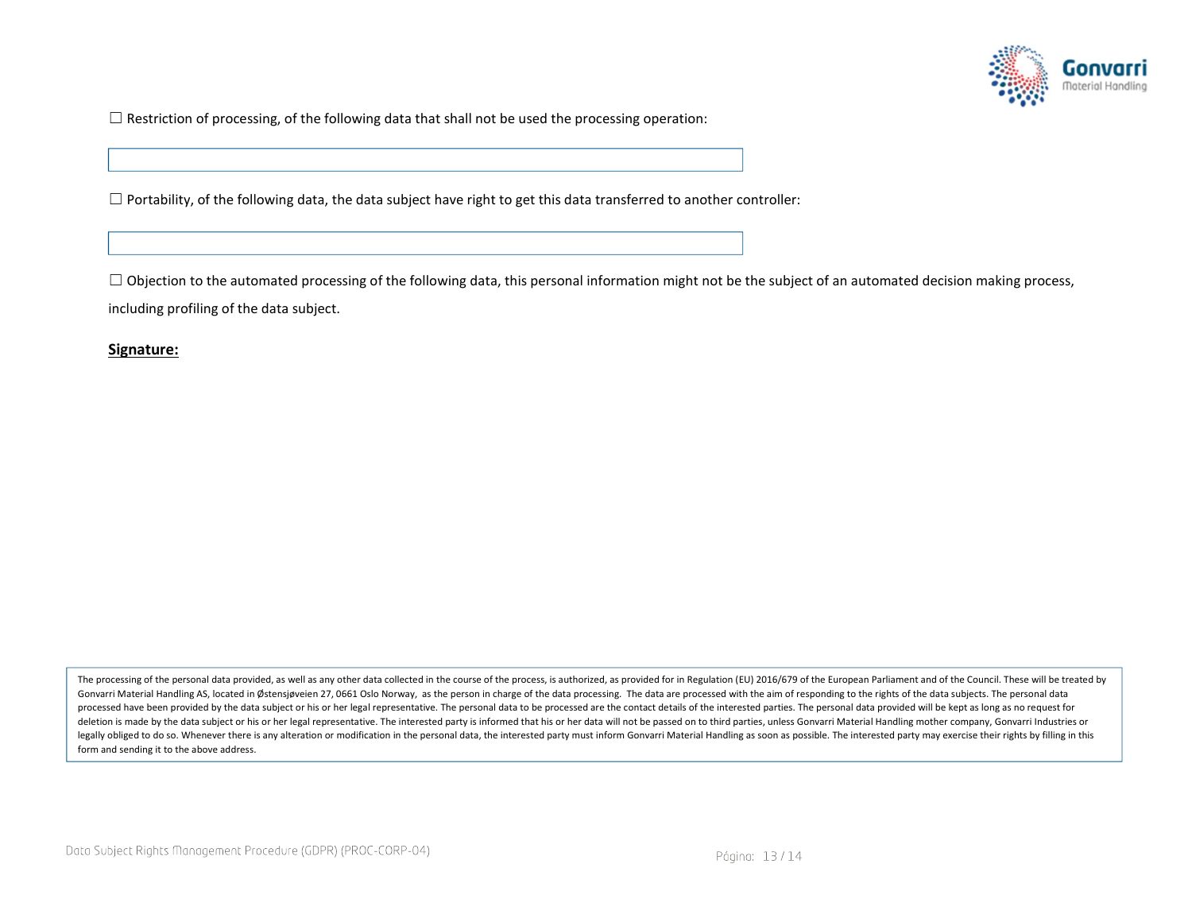☐ Restriction of processing, of the following data that shall not be used the processing operation:

| |
|---|
| |

☐ Portability, of the following data, the data subject have right to get this data transferred to another controller:

| |
|---|
| |

☐ Objection to the automated processing of the following data, this personal information might not be the subject of an automated decision making process, including profiling of the data subject.

**Signature:**

The processing of the personal data provided, as well as any other data collected in the course of the process, is authorized, as provided for in Regulation (EU) 2016/679 of the European Parliament and of the Council. These will be treated by Gonvarri Material Handling AS, located in Østensjøveien 27, 0661 Oslo Norway, as the person in charge of the data processing. The data are processed with the aim of responding to the rights of the data subjects. The personal data processed have been provided by the data subject or his or her legal representative. The personal data to be processed are the contact details of the interested parties. The personal data provided will be kept as long as no request for deletion is made by the data subject or his or her legal representative. The interested party is informed that his or her data will not be passed on to third parties, unless Gonvarri Material Handling mother company, Gonvarri Industries or legally obliged to do so. Whenever there is any alteration or modification in the personal data, the interested party must inform Gonvarri Material Handling as soon as possible. The interested party may exercise their rights by filling in this form and sending it to the above address.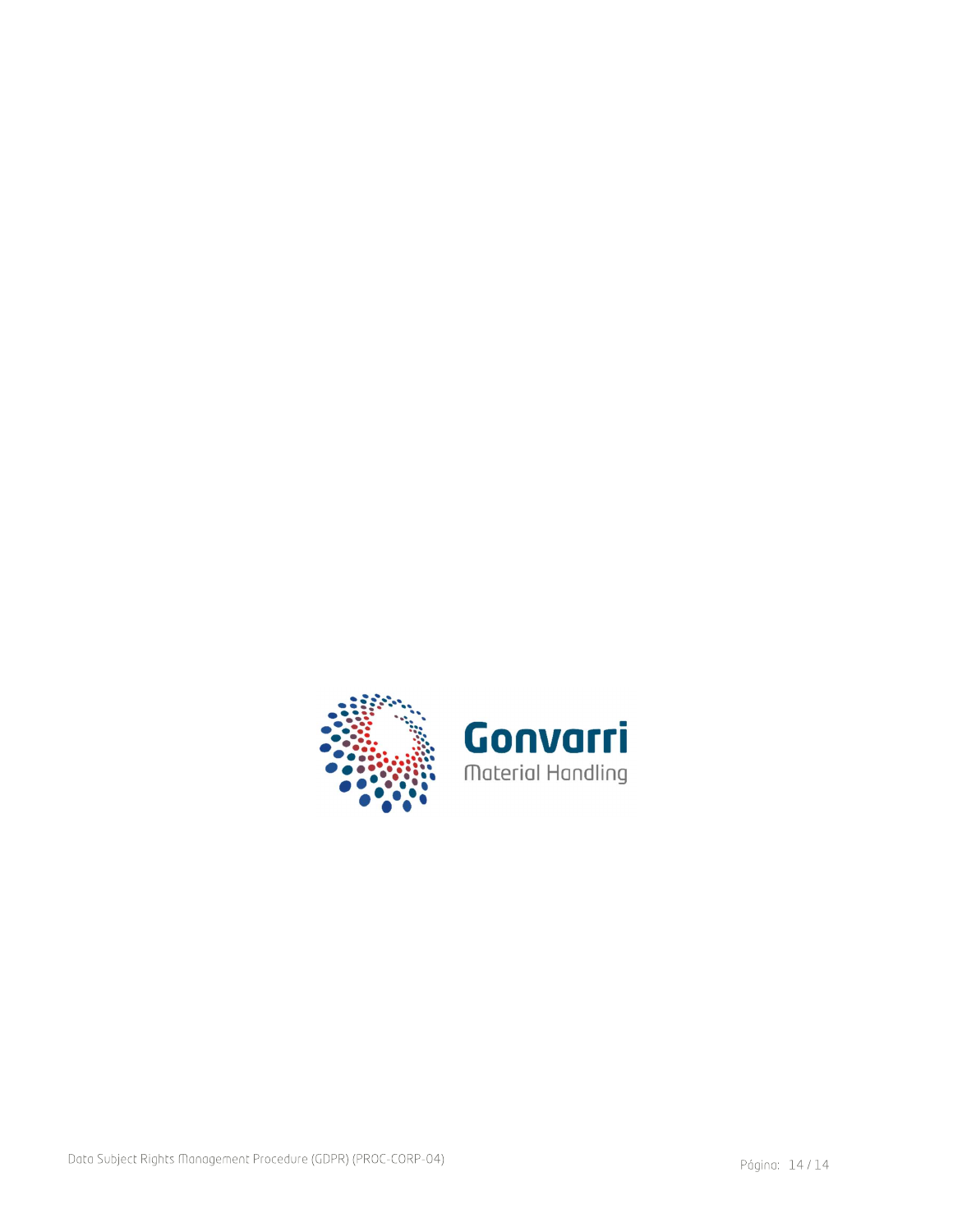Gonvarri

Material Handling